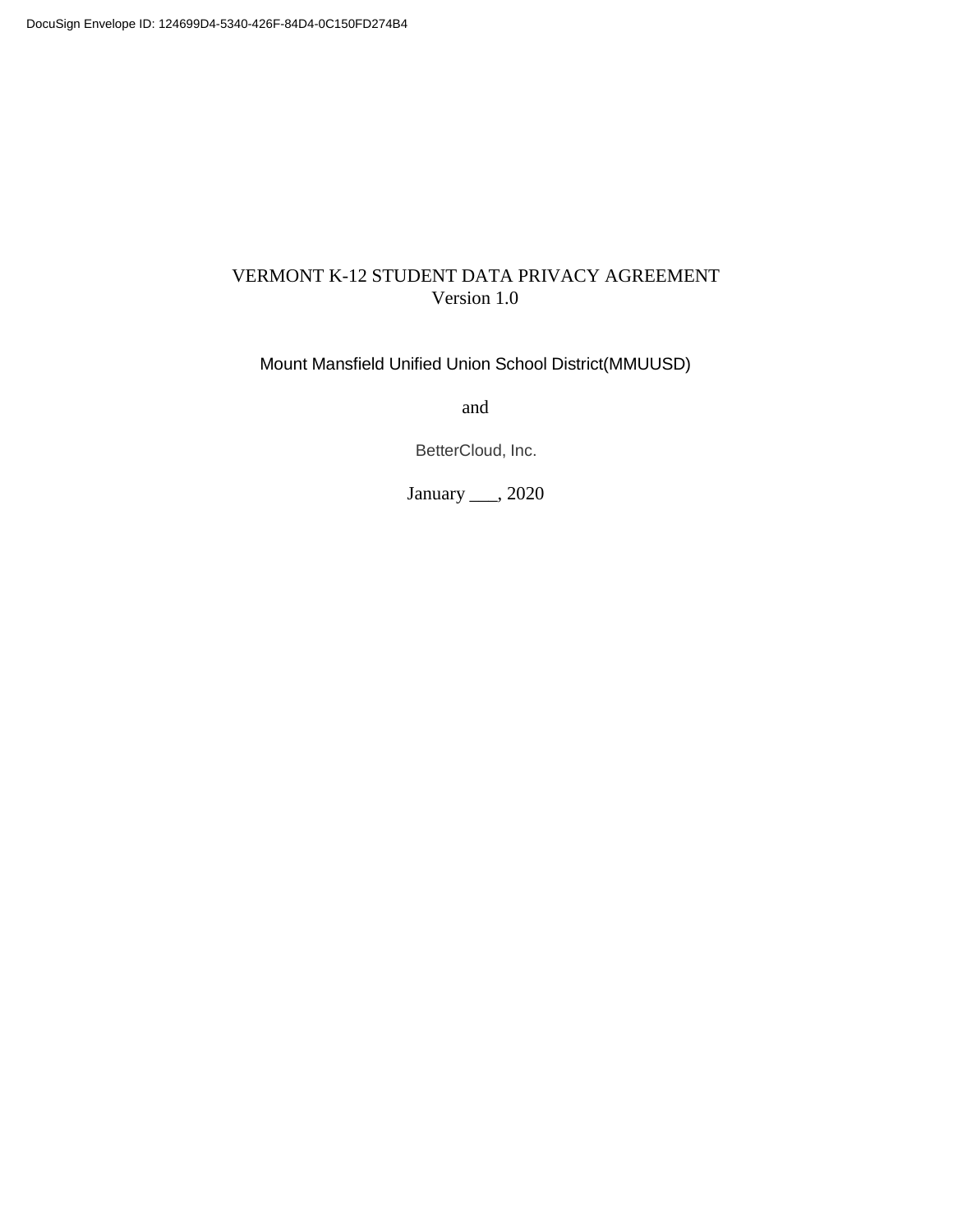# VERMONT K-12 STUDENT DATA PRIVACY AGREEMENT
Version 1.0

Mount Mansfield Unified Union School District(MMUUSD)

and

BetterCloud, Inc.

January ___, 2020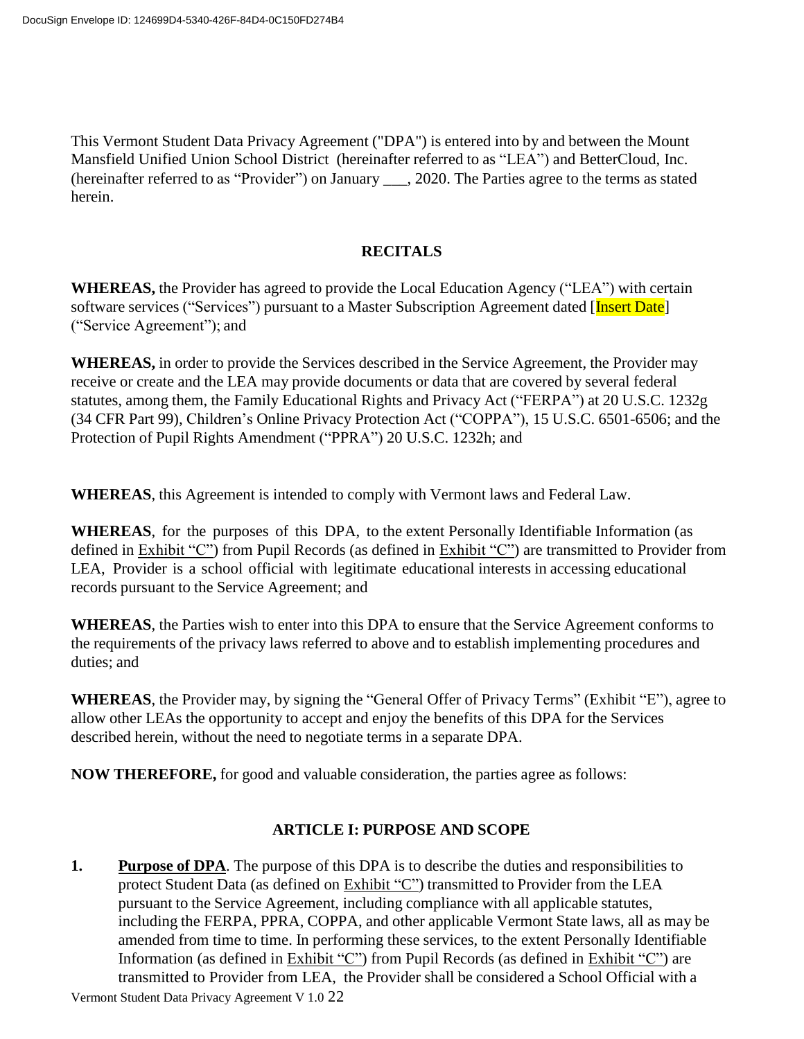This Vermont Student Data Privacy Agreement ("DPA") is entered into by and between the Mount Mansfield Unified Union School District (hereinafter referred to as "LEA") and BetterCloud, Inc. (hereinafter referred to as "Provider") on January ___, 2020. The Parties agree to the terms as stated herein.

## RECITALS

**WHEREAS,** the Provider has agreed to provide the Local Education Agency ("LEA") with certain software services ("Services") pursuant to a Master Subscription Agreement dated [Insert Date] ("Service Agreement"); and

**WHEREAS,** in order to provide the Services described in the Service Agreement, the Provider may receive or create and the LEA may provide documents or data that are covered by several federal statutes, among them, the Family Educational Rights and Privacy Act ("FERPA") at 20 U.S.C. 1232g (34 CFR Part 99), Children's Online Privacy Protection Act ("COPPA"), 15 U.S.C. 6501-6506; and the Protection of Pupil Rights Amendment ("PPRA") 20 U.S.C. 1232h; and

**WHEREAS**, this Agreement is intended to comply with Vermont laws and Federal Law.

**WHEREAS**, for the purposes of this DPA, to the extent Personally Identifiable Information (as defined in Exhibit "C") from Pupil Records (as defined in Exhibit "C") are transmitted to Provider from LEA, Provider is a school official with legitimate educational interests in accessing educational records pursuant to the Service Agreement; and

**WHEREAS**, the Parties wish to enter into this DPA to ensure that the Service Agreement conforms to the requirements of the privacy laws referred to above and to establish implementing procedures and duties; and

**WHEREAS**, the Provider may, by signing the "General Offer of Privacy Terms" (Exhibit "E"), agree to allow other LEAs the opportunity to accept and enjoy the benefits of this DPA for the Services described herein, without the need to negotiate terms in a separate DPA.

**NOW THEREFORE,** for good and valuable consideration, the parties agree as follows:

## ARTICLE I: PURPOSE AND SCOPE

1. **Purpose of DPA**. The purpose of this DPA is to describe the duties and responsibilities to protect Student Data (as defined on Exhibit "C") transmitted to Provider from the LEA pursuant to the Service Agreement, including compliance with all applicable statutes, including the FERPA, PPRA, COPPA, and other applicable Vermont State laws, all as may be amended from time to time. In performing these services, to the extent Personally Identifiable Information (as defined in Exhibit "C") from Pupil Records (as defined in Exhibit "C") are transmitted to Provider from LEA, the Provider shall be considered a School Official with a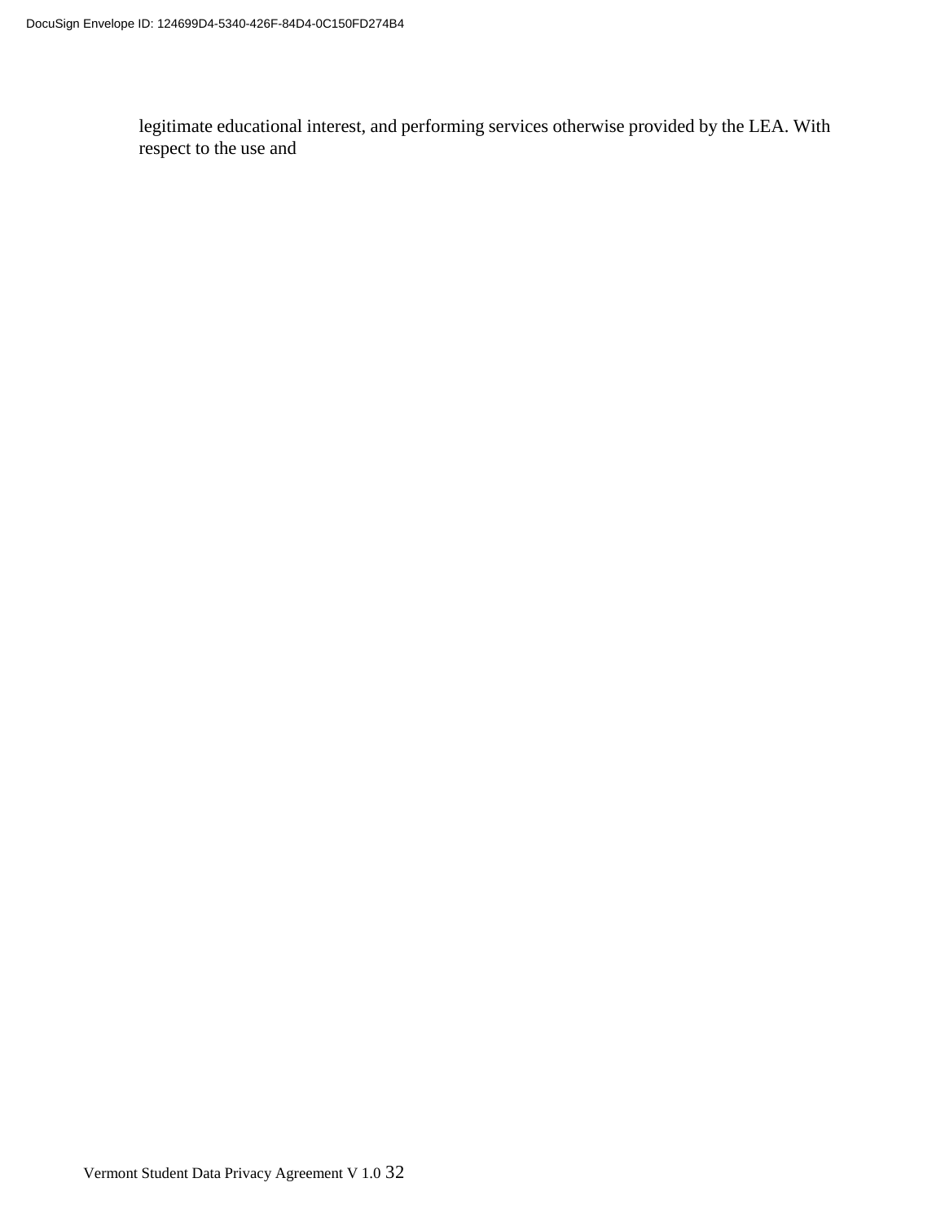legitimate educational interest, and performing services otherwise provided by the LEA. With respect to the use and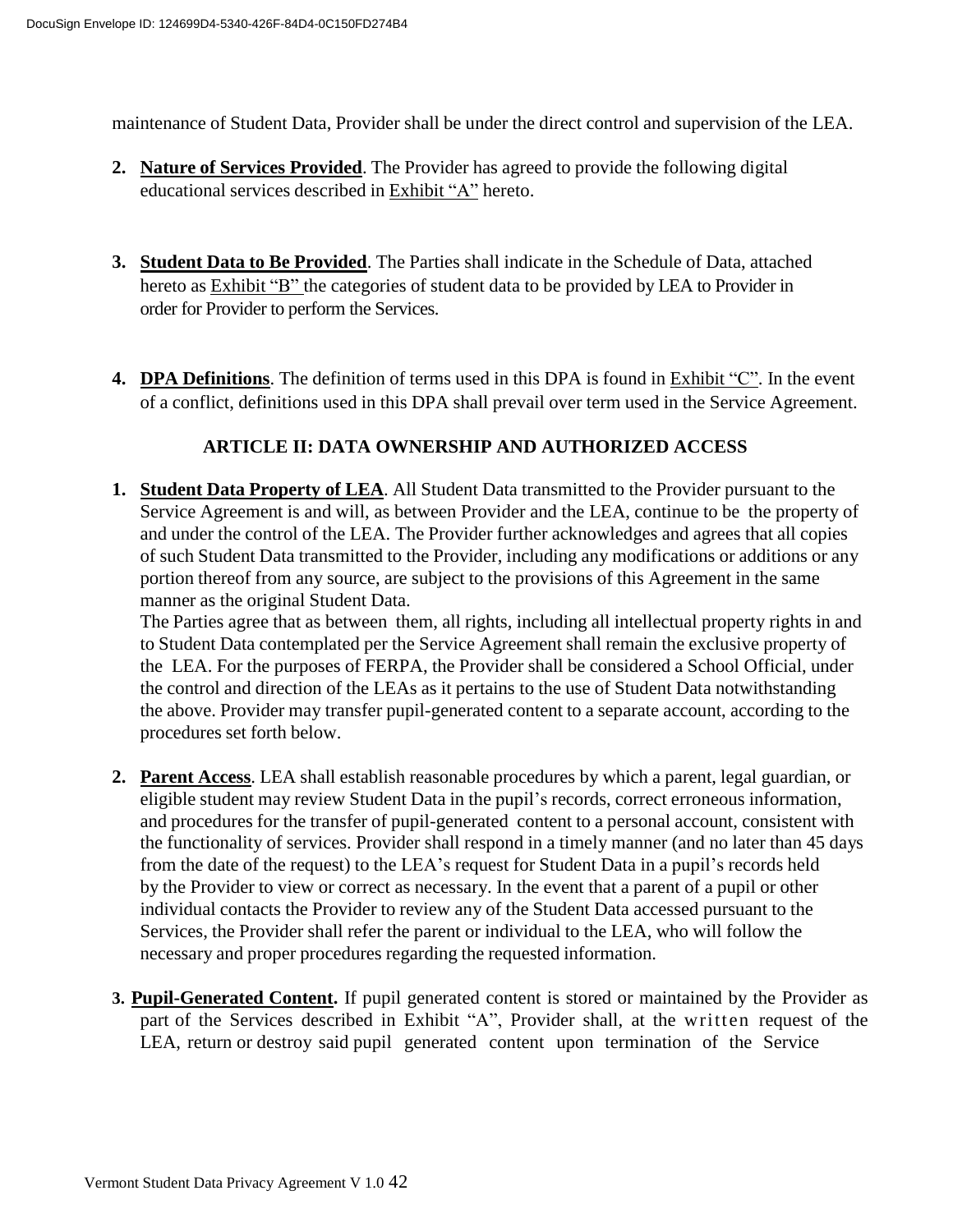maintenance of Student Data, Provider shall be under the direct control and supervision of the LEA.

2. **Nature of Services Provided**. The Provider has agreed to provide the following digital educational services described in Exhibit "A" hereto.

3. **Student Data to Be Provided**. The Parties shall indicate in the Schedule of Data, attached hereto as Exhibit "B" the categories of student data to be provided by LEA to Provider in order for Provider to perform the Services.

4. **DPA Definitions**. The definition of terms used in this DPA is found in Exhibit "C". In the event of a conflict, definitions used in this DPA shall prevail over term used in the Service Agreement.

## ARTICLE II: DATA OWNERSHIP AND AUTHORIZED ACCESS

1. **Student Data Property of LEA**. All Student Data transmitted to the Provider pursuant to the Service Agreement is and will, as between Provider and the LEA, continue to be the property of and under the control of the LEA. The Provider further acknowledges and agrees that all copies of such Student Data transmitted to the Provider, including any modifications or additions or any portion thereof from any source, are subject to the provisions of this Agreement in the same manner as the original Student Data.
   The Parties agree that as between them, all rights, including all intellectual property rights in and to Student Data contemplated per the Service Agreement shall remain the exclusive property of the LEA. For the purposes of FERPA, the Provider shall be considered a School Official, under the control and direction of the LEAs as it pertains to the use of Student Data notwithstanding the above. Provider may transfer pupil-generated content to a separate account, according to the procedures set forth below.

2. **Parent Access**. LEA shall establish reasonable procedures by which a parent, legal guardian, or eligible student may review Student Data in the pupil's records, correct erroneous information, and procedures for the transfer of pupil-generated content to a personal account, consistent with the functionality of services. Provider shall respond in a timely manner (and no later than 45 days from the date of the request) to the LEA's request for Student Data in a pupil's records held by the Provider to view or correct as necessary. In the event that a parent of a pupil or other individual contacts the Provider to review any of the Student Data accessed pursuant to the Services, the Provider shall refer the parent or individual to the LEA, who will follow the necessary and proper procedures regarding the requested information.

3. **Pupil-Generated Content.** If pupil generated content is stored or maintained by the Provider as part of the Services described in Exhibit "A", Provider shall, at the written request of the LEA, return or destroy said pupil generated content upon termination of the Service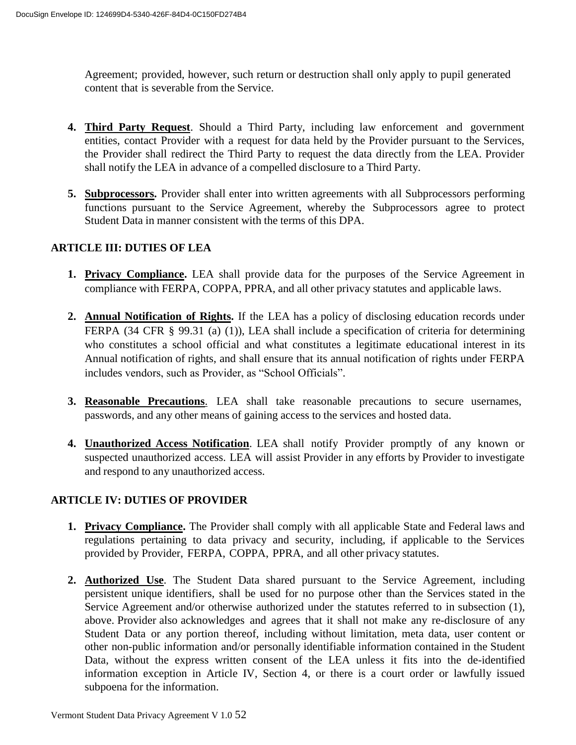Agreement; provided, however, such return or destruction shall only apply to pupil generated content that is severable from the Service.

4. **Third Party Request**. Should a Third Party, including law enforcement and government entities, contact Provider with a request for data held by the Provider pursuant to the Services, the Provider shall redirect the Third Party to request the data directly from the LEA. Provider shall notify the LEA in advance of a compelled disclosure to a Third Party.

5. **Subprocessors.** Provider shall enter into written agreements with all Subprocessors performing functions pursuant to the Service Agreement, whereby the Subprocessors agree to protect Student Data in manner consistent with the terms of this DPA.

## ARTICLE III: DUTIES OF LEA

1. **Privacy Compliance.** LEA shall provide data for the purposes of the Service Agreement in compliance with FERPA, COPPA, PPRA, and all other privacy statutes and applicable laws.

2. **Annual Notification of Rights.** If the LEA has a policy of disclosing education records under FERPA (34 CFR § 99.31 (a) (1)), LEA shall include a specification of criteria for determining who constitutes a school official and what constitutes a legitimate educational interest in its Annual notification of rights, and shall ensure that its annual notification of rights under FERPA includes vendors, such as Provider, as "School Officials".

3. **Reasonable Precautions**. LEA shall take reasonable precautions to secure usernames, passwords, and any other means of gaining access to the services and hosted data.

4. **Unauthorized Access Notification**. LEA shall notify Provider promptly of any known or suspected unauthorized access. LEA will assist Provider in any efforts by Provider to investigate and respond to any unauthorized access.

## ARTICLE IV: DUTIES OF PROVIDER

1. **Privacy Compliance.** The Provider shall comply with all applicable State and Federal laws and regulations pertaining to data privacy and security, including, if applicable to the Services provided by Provider, FERPA, COPPA, PPRA, and all other privacy statutes.

2. **Authorized Use**. The Student Data shared pursuant to the Service Agreement, including persistent unique identifiers, shall be used for no purpose other than the Services stated in the Service Agreement and/or otherwise authorized under the statutes referred to in subsection (1), above. Provider also acknowledges and agrees that it shall not make any re-disclosure of any Student Data or any portion thereof, including without limitation, meta data, user content or other non-public information and/or personally identifiable information contained in the Student Data, without the express written consent of the LEA unless it fits into the de-identified information exception in Article IV, Section 4, or there is a court order or lawfully issued subpoena for the information.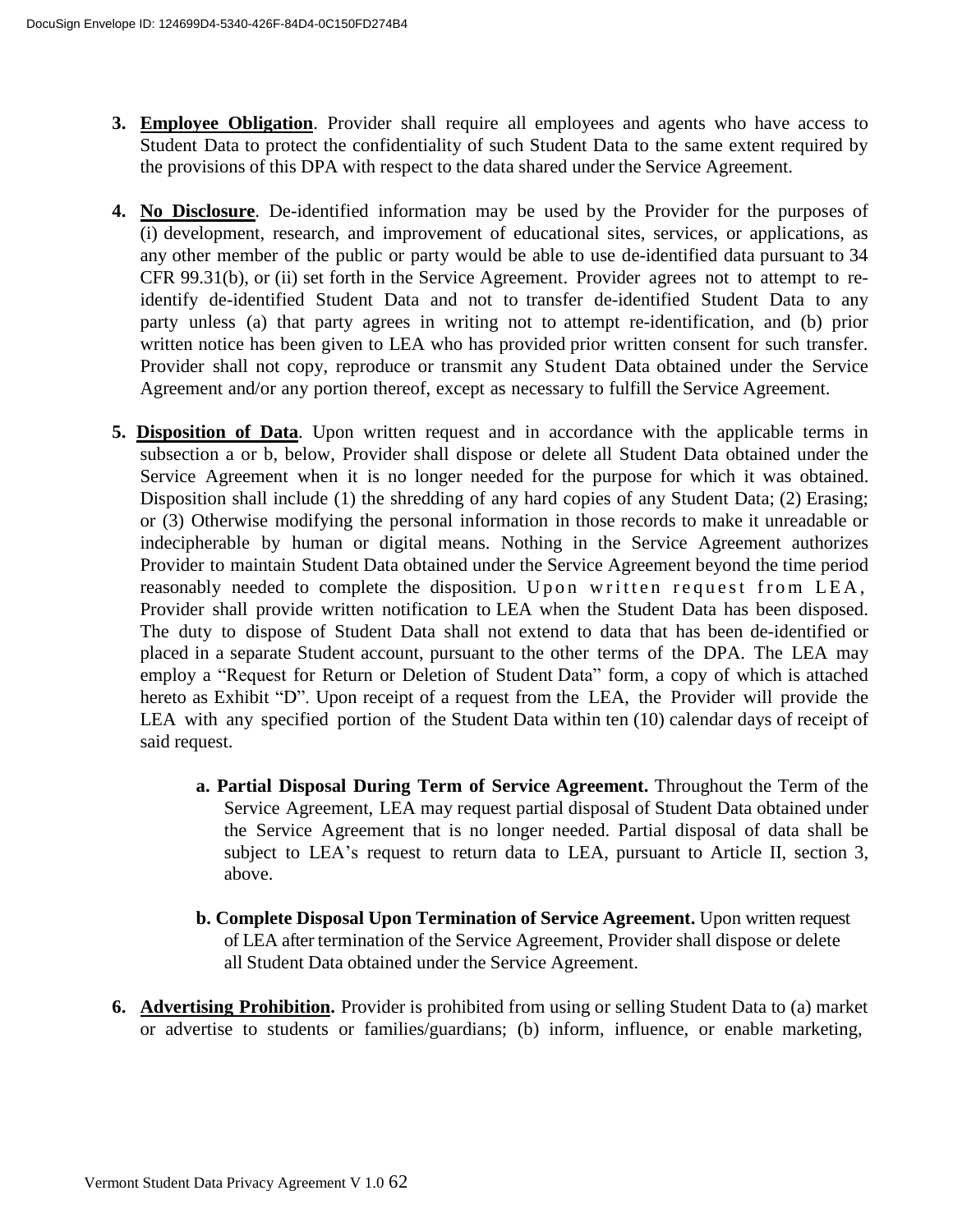3. **Employee Obligation**. Provider shall require all employees and agents who have access to Student Data to protect the confidentiality of such Student Data to the same extent required by the provisions of this DPA with respect to the data shared under the Service Agreement.

4. **No Disclosure**. De-identified information may be used by the Provider for the purposes of (i) development, research, and improvement of educational sites, services, or applications, as any other member of the public or party would be able to use de-identified data pursuant to 34 CFR 99.31(b), or (ii) set forth in the Service Agreement. Provider agrees not to attempt to re-identify de-identified Student Data and not to transfer de-identified Student Data to any party unless (a) that party agrees in writing not to attempt re-identification, and (b) prior written notice has been given to LEA who has provided prior written consent for such transfer. Provider shall not copy, reproduce or transmit any Student Data obtained under the Service Agreement and/or any portion thereof, except as necessary to fulfill the Service Agreement.

5. **Disposition of Data**. Upon written request and in accordance with the applicable terms in subsection a or b, below, Provider shall dispose or delete all Student Data obtained under the Service Agreement when it is no longer needed for the purpose for which it was obtained. Disposition shall include (1) the shredding of any hard copies of any Student Data; (2) Erasing; or (3) Otherwise modifying the personal information in those records to make it unreadable or indecipherable by human or digital means. Nothing in the Service Agreement authorizes Provider to maintain Student Data obtained under the Service Agreement beyond the time period reasonably needed to complete the disposition. Upon written request from LEA, Provider shall provide written notification to LEA when the Student Data has been disposed. The duty to dispose of Student Data shall not extend to data that has been de-identified or placed in a separate Student account, pursuant to the other terms of the DPA. The LEA may employ a "Request for Return or Deletion of Student Data" form, a copy of which is attached hereto as Exhibit "D". Upon receipt of a request from the LEA, the Provider will provide the LEA with any specified portion of the Student Data within ten (10) calendar days of receipt of said request.

   a. **Partial Disposal During Term of Service Agreement.** Throughout the Term of the Service Agreement, LEA may request partial disposal of Student Data obtained under the Service Agreement that is no longer needed. Partial disposal of data shall be subject to LEA's request to return data to LEA, pursuant to Article II, section 3, above.

   b. **Complete Disposal Upon Termination of Service Agreement.** Upon written request of LEA after termination of the Service Agreement, Provider shall dispose or delete all Student Data obtained under the Service Agreement.

6. **Advertising Prohibition.** Provider is prohibited from using or selling Student Data to (a) market or advertise to students or families/guardians; (b) inform, influence, or enable marketing,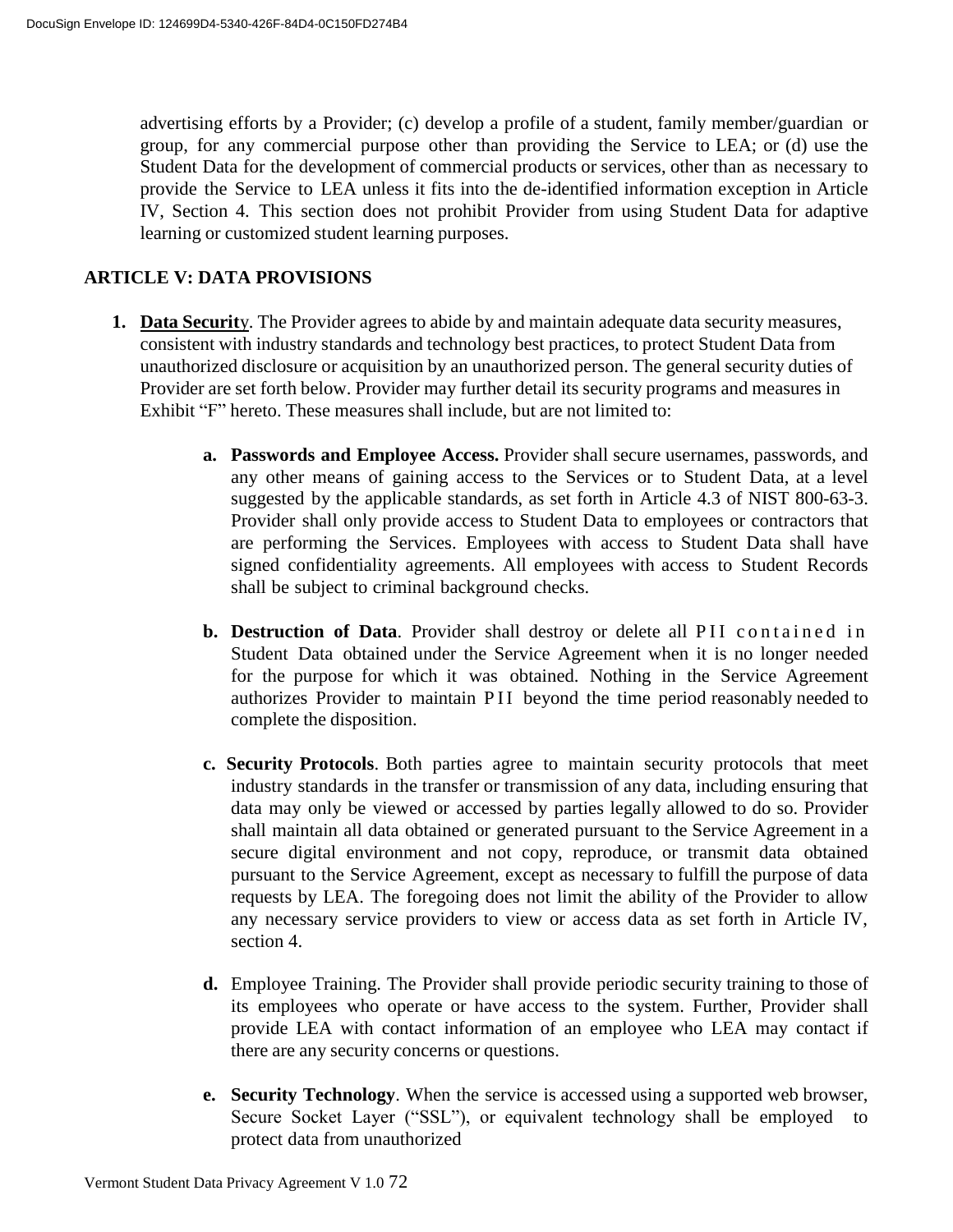advertising efforts by a Provider; (c) develop a profile of a student, family member/guardian or group, for any commercial purpose other than providing the Service to LEA; or (d) use the Student Data for the development of commercial products or services, other than as necessary to provide the Service to LEA unless it fits into the de-identified information exception in Article IV, Section 4. This section does not prohibit Provider from using Student Data for adaptive learning or customized student learning purposes.

## ARTICLE V: DATA PROVISIONS

1. **Data Security**. The Provider agrees to abide by and maintain adequate data security measures, consistent with industry standards and technology best practices, to protect Student Data from unauthorized disclosure or acquisition by an unauthorized person. The general security duties of Provider are set forth below. Provider may further detail its security programs and measures in Exhibit "F" hereto. These measures shall include, but are not limited to:

   a. **Passwords and Employee Access.** Provider shall secure usernames, passwords, and any other means of gaining access to the Services or to Student Data, at a level suggested by the applicable standards, as set forth in Article 4.3 of NIST 800-63-3. Provider shall only provide access to Student Data to employees or contractors that are performing the Services. Employees with access to Student Data shall have signed confidentiality agreements. All employees with access to Student Records shall be subject to criminal background checks.

   b. **Destruction of Data**. Provider shall destroy or delete all PII contained in Student Data obtained under the Service Agreement when it is no longer needed for the purpose for which it was obtained. Nothing in the Service Agreement authorizes Provider to maintain PII beyond the time period reasonably needed to complete the disposition.

   c. **Security Protocols**. Both parties agree to maintain security protocols that meet industry standards in the transfer or transmission of any data, including ensuring that data may only be viewed or accessed by parties legally allowed to do so. Provider shall maintain all data obtained or generated pursuant to the Service Agreement in a secure digital environment and not copy, reproduce, or transmit data obtained pursuant to the Service Agreement, except as necessary to fulfill the purpose of data requests by LEA. The foregoing does not limit the ability of the Provider to allow any necessary service providers to view or access data as set forth in Article IV, section 4.

   d. Employee Training. The Provider shall provide periodic security training to those of its employees who operate or have access to the system. Further, Provider shall provide LEA with contact information of an employee who LEA may contact if there are any security concerns or questions.

   e. **Security Technology**. When the service is accessed using a supported web browser, Secure Socket Layer ("SSL"), or equivalent technology shall be employed to protect data from unauthorized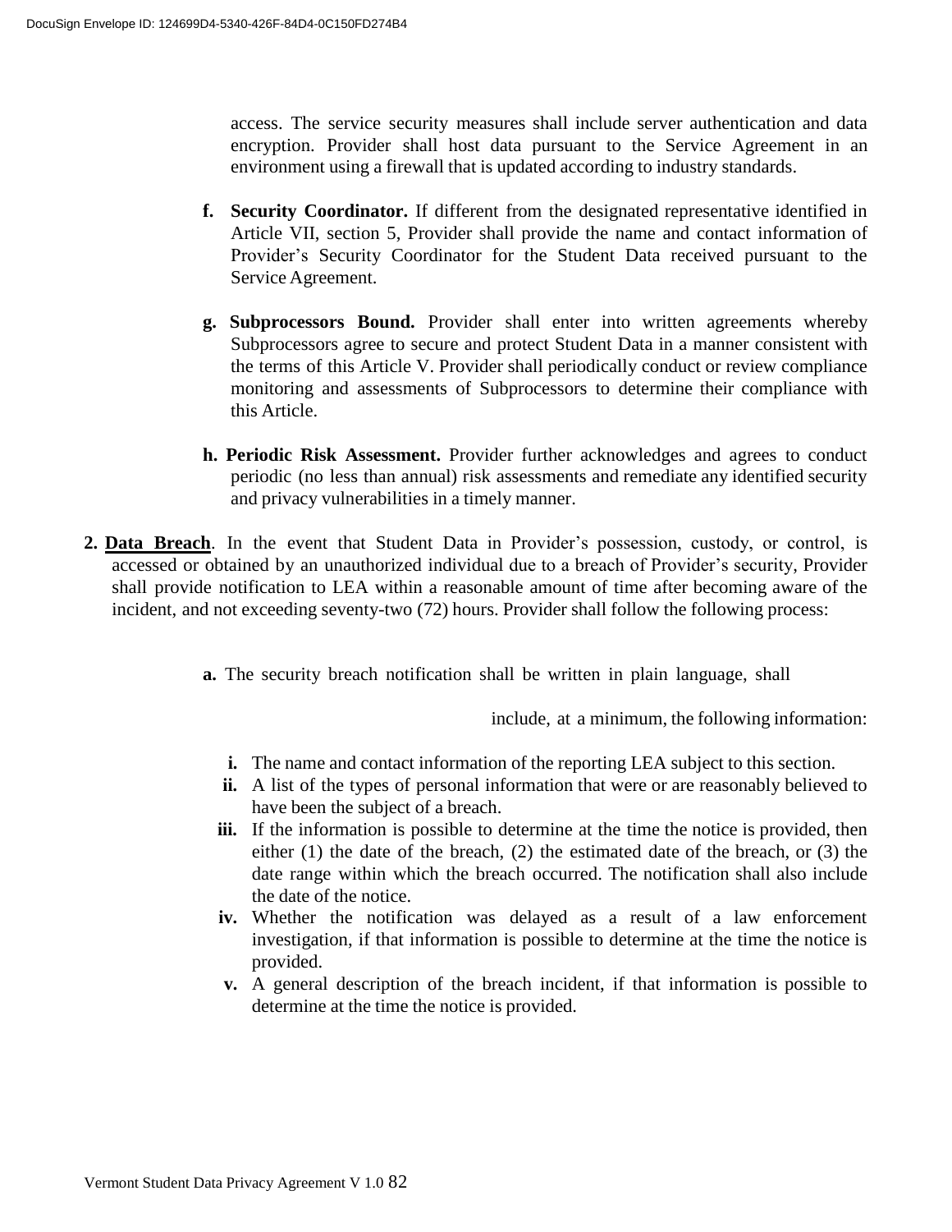access. The service security measures shall include server authentication and data encryption. Provider shall host data pursuant to the Service Agreement in an environment using a firewall that is updated according to industry standards.

**f. Security Coordinator.** If different from the designated representative identified in Article VII, section 5, Provider shall provide the name and contact information of Provider's Security Coordinator for the Student Data received pursuant to the Service Agreement.

**g. Subprocessors Bound.** Provider shall enter into written agreements whereby Subprocessors agree to secure and protect Student Data in a manner consistent with the terms of this Article V. Provider shall periodically conduct or review compliance monitoring and assessments of Subprocessors to determine their compliance with this Article.

**h. Periodic Risk Assessment.** Provider further acknowledges and agrees to conduct periodic (no less than annual) risk assessments and remediate any identified security and privacy vulnerabilities in a timely manner.

**2. <u>Data Breach</u>**. In the event that Student Data in Provider's possession, custody, or control, is accessed or obtained by an unauthorized individual due to a breach of Provider's security, Provider shall provide notification to LEA within a reasonable amount of time after becoming aware of the incident, and not exceeding seventy-two (72) hours. Provider shall follow the following process:

**a.** The security breach notification shall be written in plain language, shall include, at a minimum, the following information:

- **i.** The name and contact information of the reporting LEA subject to this section.
- **ii.** A list of the types of personal information that were or are reasonably believed to have been the subject of a breach.
- **iii.** If the information is possible to determine at the time the notice is provided, then either (1) the date of the breach, (2) the estimated date of the breach, or (3) the date range within which the breach occurred. The notification shall also include the date of the notice.
- **iv.** Whether the notification was delayed as a result of a law enforcement investigation, if that information is possible to determine at the time the notice is provided.
- **v.** A general description of the breach incident, if that information is possible to determine at the time the notice is provided.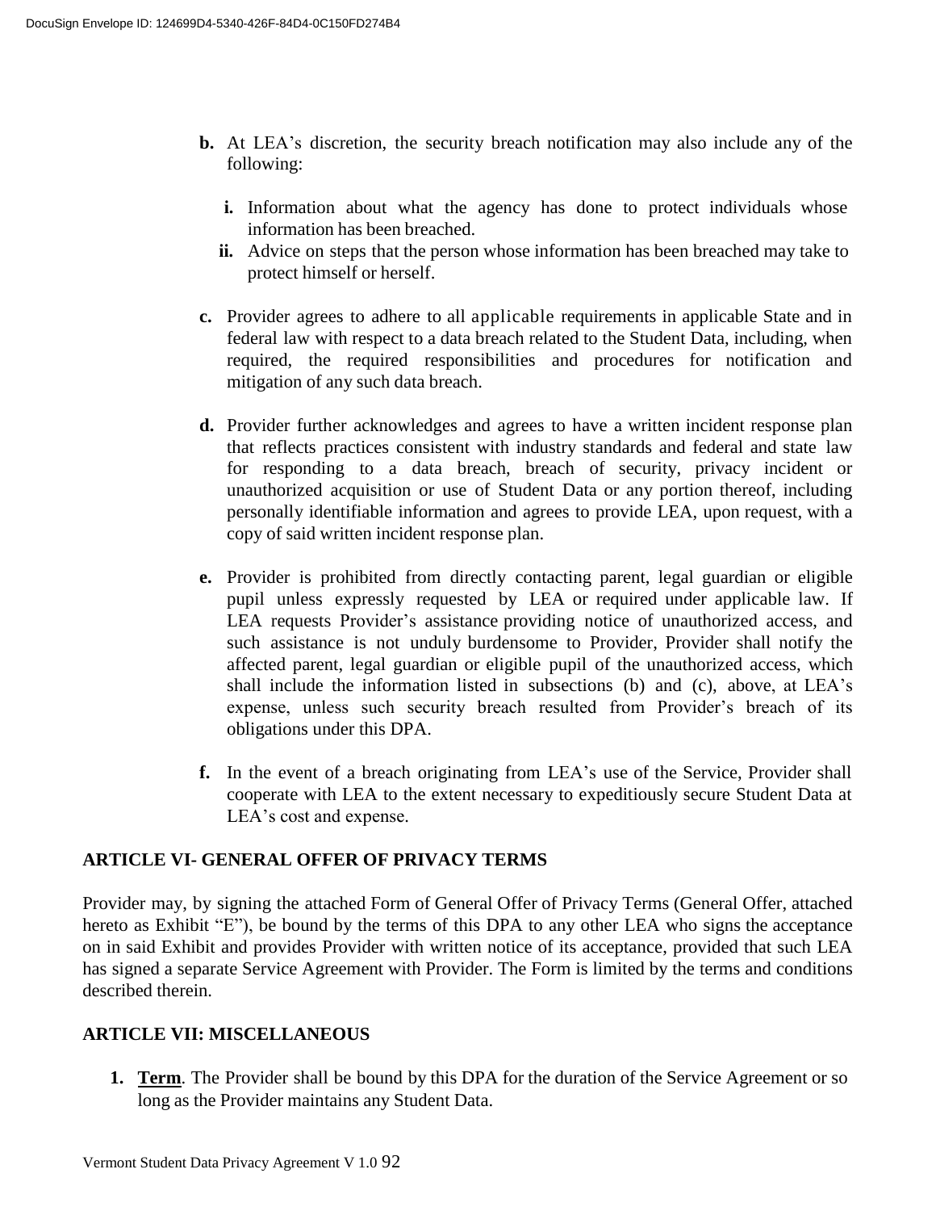**b.** At LEA's discretion, the security breach notification may also include any of the following:

   **i.** Information about what the agency has done to protect individuals whose information has been breached.

   **ii.** Advice on steps that the person whose information has been breached may take to protect himself or herself.

**c.** Provider agrees to adhere to all applicable requirements in applicable State and in federal law with respect to a data breach related to the Student Data, including, when required, the required responsibilities and procedures for notification and mitigation of any such data breach.

**d.** Provider further acknowledges and agrees to have a written incident response plan that reflects practices consistent with industry standards and federal and state law for responding to a data breach, breach of security, privacy incident or unauthorized acquisition or use of Student Data or any portion thereof, including personally identifiable information and agrees to provide LEA, upon request, with a copy of said written incident response plan.

**e.** Provider is prohibited from directly contacting parent, legal guardian or eligible pupil unless expressly requested by LEA or required under applicable law. If LEA requests Provider's assistance providing notice of unauthorized access, and such assistance is not unduly burdensome to Provider, Provider shall notify the affected parent, legal guardian or eligible pupil of the unauthorized access, which shall include the information listed in subsections (b) and (c), above, at LEA's expense, unless such security breach resulted from Provider's breach of its obligations under this DPA.

**f.** In the event of a breach originating from LEA's use of the Service, Provider shall cooperate with LEA to the extent necessary to expeditiously secure Student Data at LEA's cost and expense.

## ARTICLE VI- GENERAL OFFER OF PRIVACY TERMS

Provider may, by signing the attached Form of General Offer of Privacy Terms (General Offer, attached hereto as Exhibit "E"), be bound by the terms of this DPA to any other LEA who signs the acceptance on in said Exhibit and provides Provider with written notice of its acceptance, provided that such LEA has signed a separate Service Agreement with Provider. The Form is limited by the terms and conditions described therein.

## ARTICLE VII: MISCELLANEOUS

1. **Term**. The Provider shall be bound by this DPA for the duration of the Service Agreement or so long as the Provider maintains any Student Data.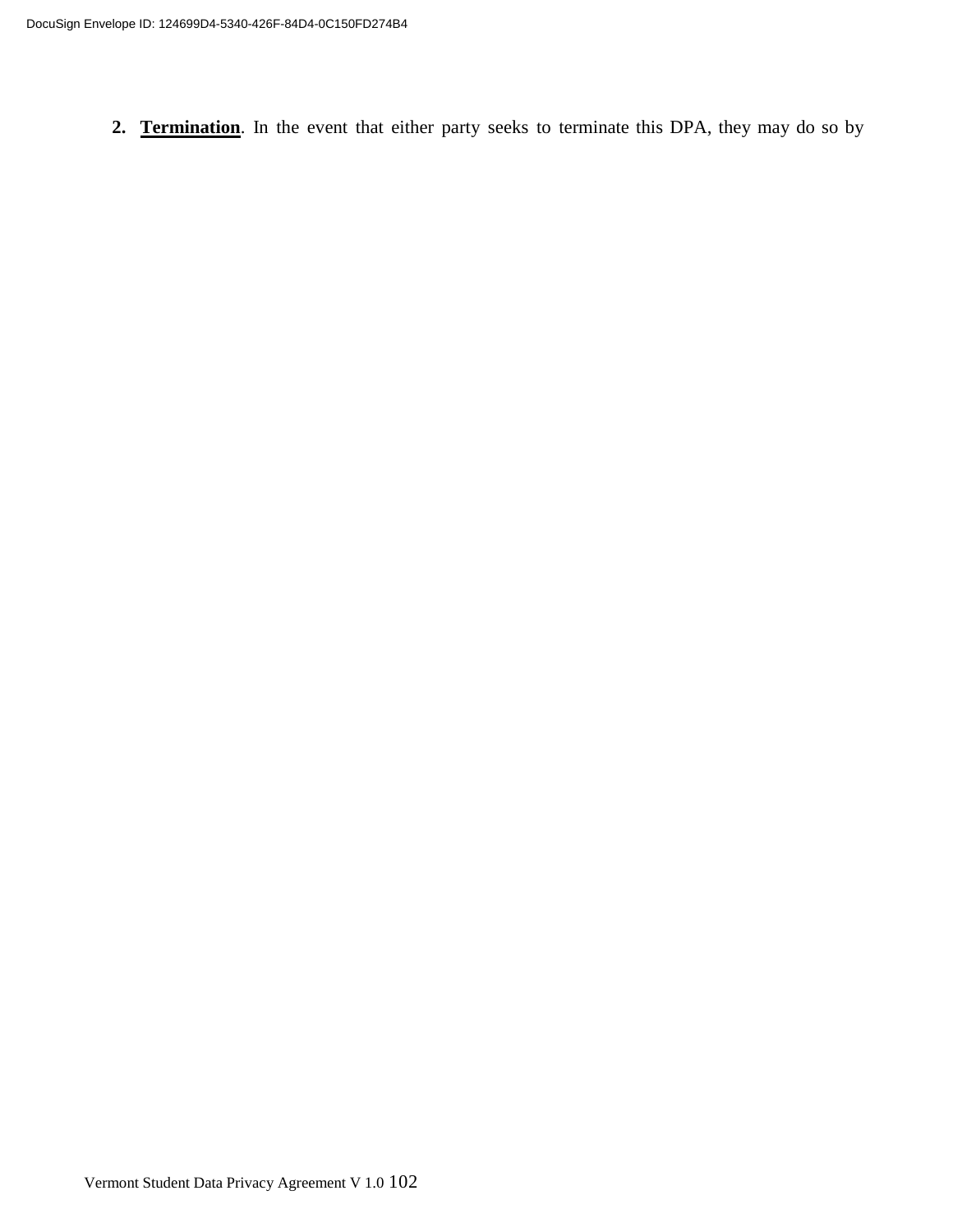2. **Termination**. In the event that either party seeks to terminate this DPA, they may do so by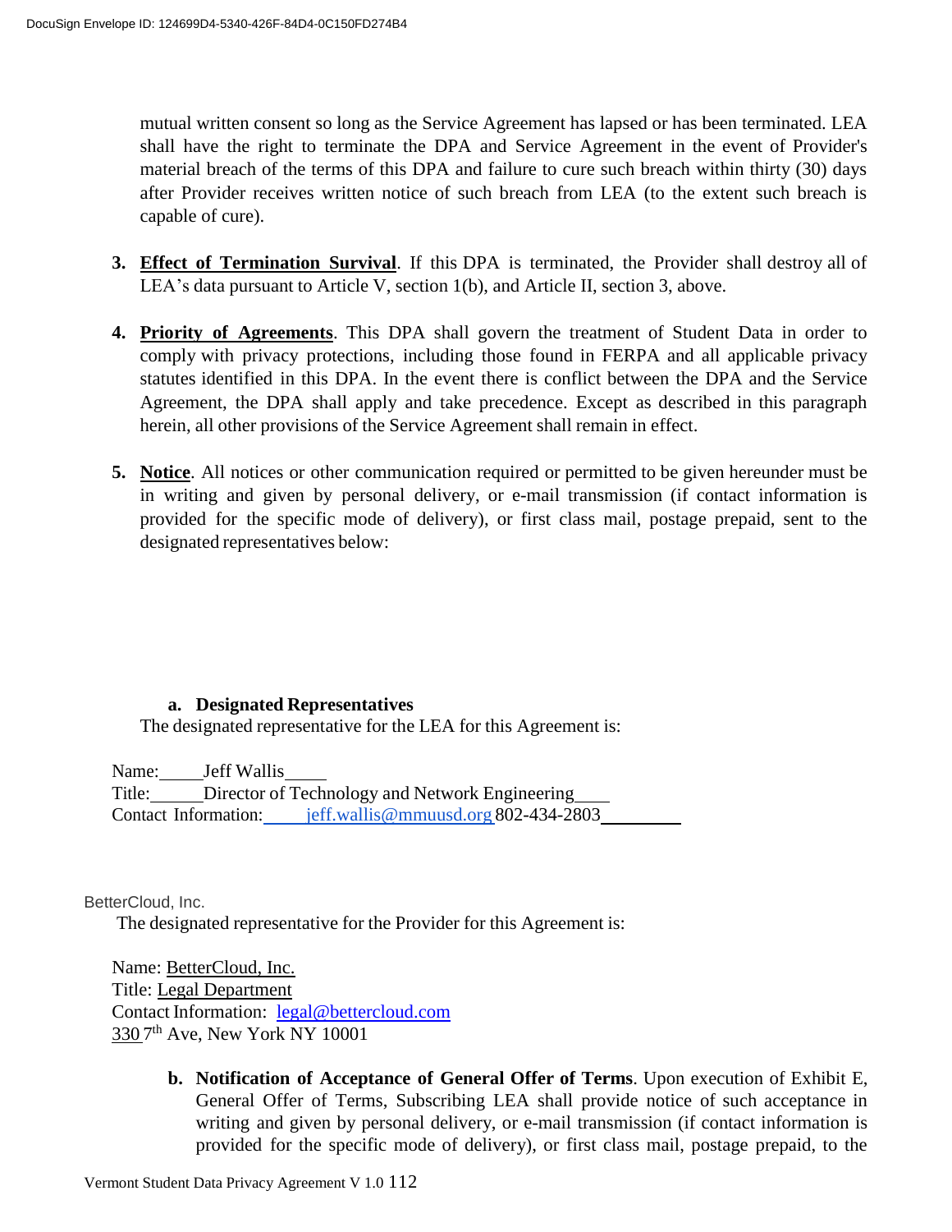mutual written consent so long as the Service Agreement has lapsed or has been terminated. LEA shall have the right to terminate the DPA and Service Agreement in the event of Provider's material breach of the terms of this DPA and failure to cure such breach within thirty (30) days after Provider receives written notice of such breach from LEA (to the extent such breach is capable of cure).

3. **Effect of Termination Survival**. If this DPA is terminated, the Provider shall destroy all of LEA's data pursuant to Article V, section 1(b), and Article II, section 3, above.

4. **Priority of Agreements**. This DPA shall govern the treatment of Student Data in order to comply with privacy protections, including those found in FERPA and all applicable privacy statutes identified in this DPA. In the event there is conflict between the DPA and the Service Agreement, the DPA shall apply and take precedence. Except as described in this paragraph herein, all other provisions of the Service Agreement shall remain in effect.

5. **Notice**. All notices or other communication required or permitted to be given hereunder must be in writing and given by personal delivery, or e-mail transmission (if contact information is provided for the specific mode of delivery), or first class mail, postage prepaid, sent to the designated representatives below:

   a. **Designated Representatives**

   The designated representative for the LEA for this Agreement is:

Name: Jeff Wallis
Title: Director of Technology and Network Engineering
Contact Information: jeff.wallis@mmuusd.org 802-434-2803

BetterCloud, Inc.

The designated representative for the Provider for this Agreement is:

Name: BetterCloud, Inc.
Title: Legal Department
Contact Information: legal@bettercloud.com
330 7th Ave, New York NY 10001

   b. **Notification of Acceptance of General Offer of Terms**. Upon execution of Exhibit E, General Offer of Terms, Subscribing LEA shall provide notice of such acceptance in writing and given by personal delivery, or e-mail transmission (if contact information is provided for the specific mode of delivery), or first class mail, postage prepaid, to the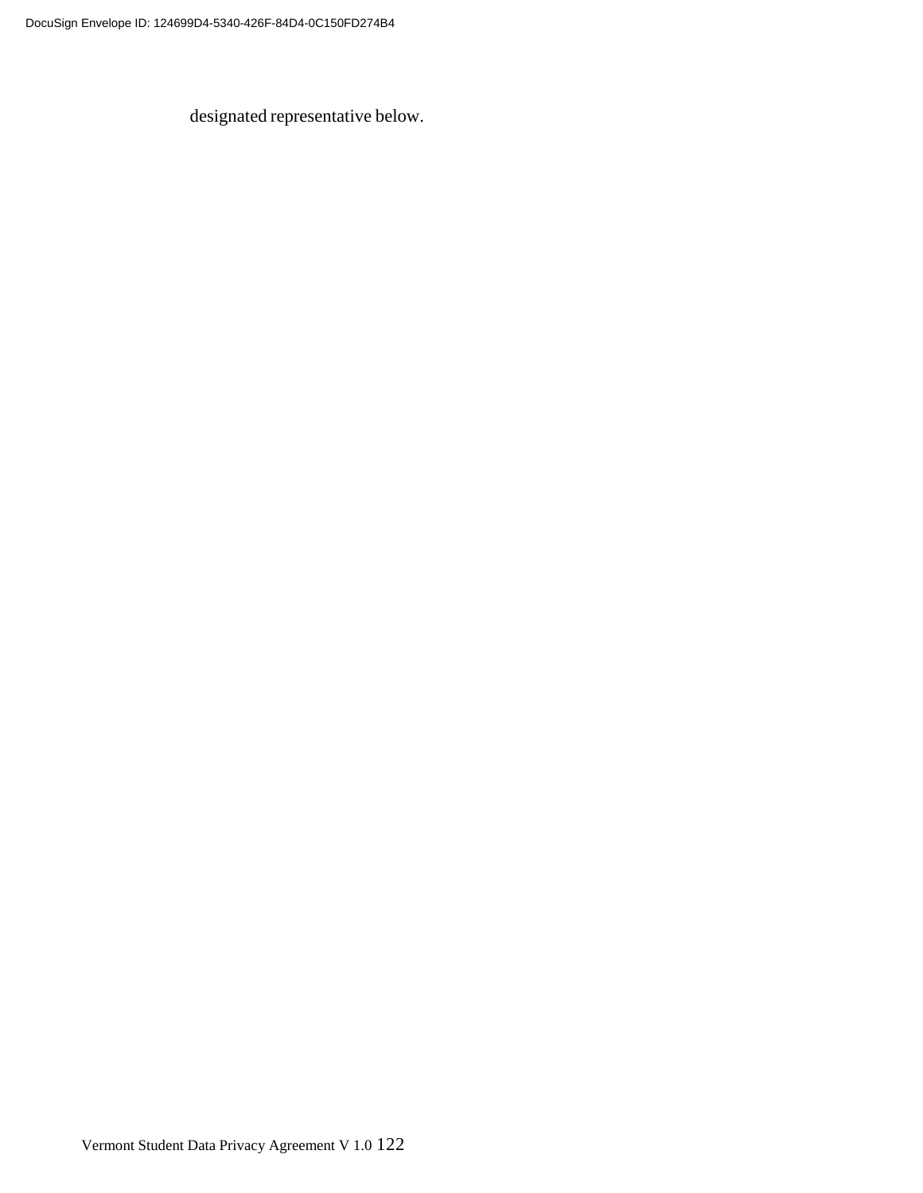designated representative below.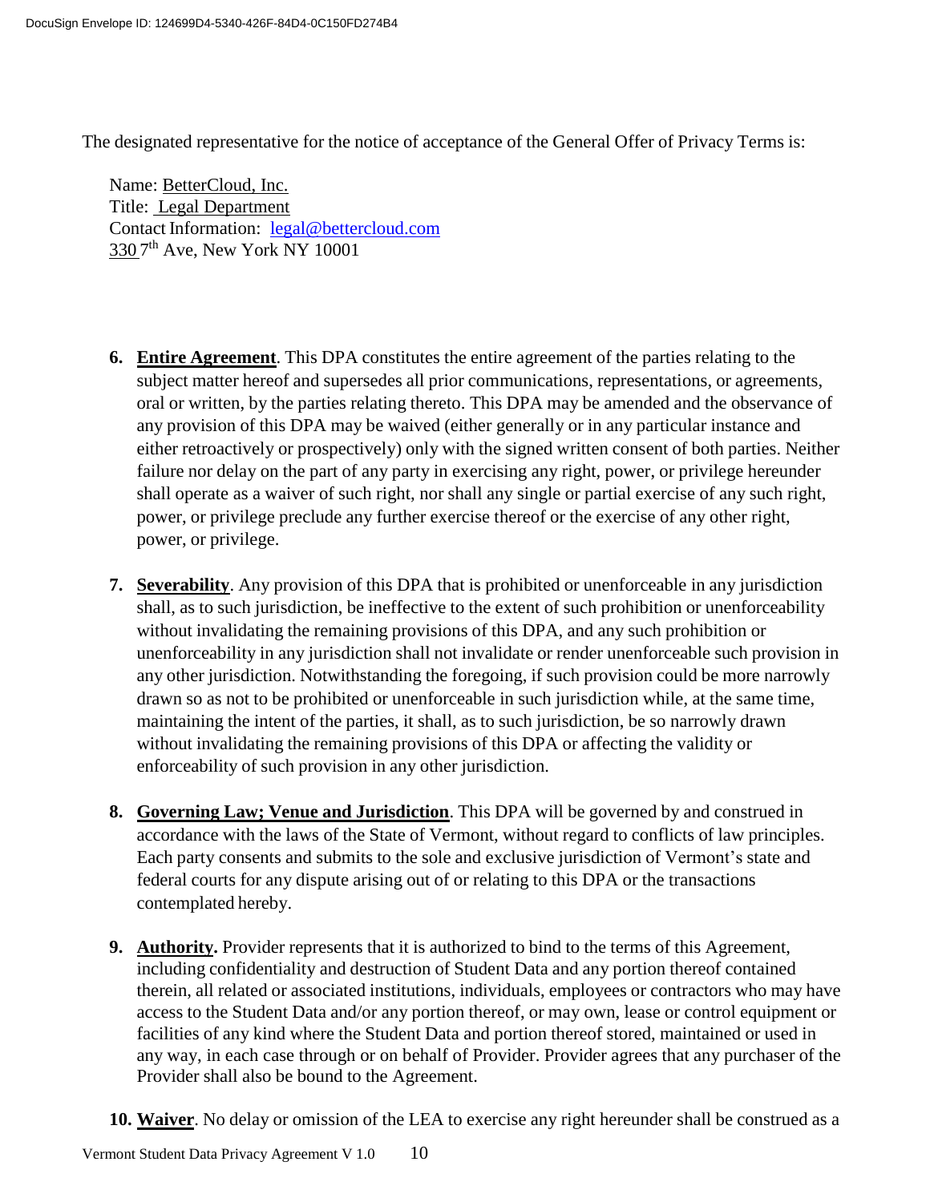The designated representative for the notice of acceptance of the General Offer of Privacy Terms is:

Name: BetterCloud, Inc.
Title: Legal Department
Contact Information: legal@bettercloud.com
330 7th Ave, New York NY 10001

6. **Entire Agreement**. This DPA constitutes the entire agreement of the parties relating to the subject matter hereof and supersedes all prior communications, representations, or agreements, oral or written, by the parties relating thereto. This DPA may be amended and the observance of any provision of this DPA may be waived (either generally or in any particular instance and either retroactively or prospectively) only with the signed written consent of both parties. Neither failure nor delay on the part of any party in exercising any right, power, or privilege hereunder shall operate as a waiver of such right, nor shall any single or partial exercise of any such right, power, or privilege preclude any further exercise thereof or the exercise of any other right, power, or privilege.

7. **Severability**. Any provision of this DPA that is prohibited or unenforceable in any jurisdiction shall, as to such jurisdiction, be ineffective to the extent of such prohibition or unenforceability without invalidating the remaining provisions of this DPA, and any such prohibition or unenforceability in any jurisdiction shall not invalidate or render unenforceable such provision in any other jurisdiction. Notwithstanding the foregoing, if such provision could be more narrowly drawn so as not to be prohibited or unenforceable in such jurisdiction while, at the same time, maintaining the intent of the parties, it shall, as to such jurisdiction, be so narrowly drawn without invalidating the remaining provisions of this DPA or affecting the validity or enforceability of such provision in any other jurisdiction.

8. **Governing Law; Venue and Jurisdiction**. This DPA will be governed by and construed in accordance with the laws of the State of Vermont, without regard to conflicts of law principles. Each party consents and submits to the sole and exclusive jurisdiction of Vermont's state and federal courts for any dispute arising out of or relating to this DPA or the transactions contemplated hereby.

9. **Authority.** Provider represents that it is authorized to bind to the terms of this Agreement, including confidentiality and destruction of Student Data and any portion thereof contained therein, all related or associated institutions, individuals, employees or contractors who may have access to the Student Data and/or any portion thereof, or may own, lease or control equipment or facilities of any kind where the Student Data and portion thereof stored, maintained or used in any way, in each case through or on behalf of Provider. Provider agrees that any purchaser of the Provider shall also be bound to the Agreement.

10. **Waiver**. No delay or omission of the LEA to exercise any right hereunder shall be construed as a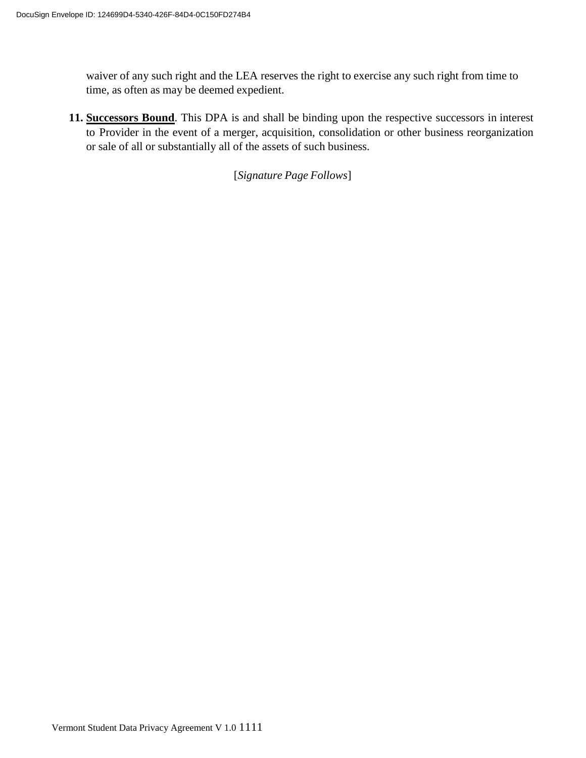waiver of any such right and the LEA reserves the right to exercise any such right from time to time, as often as may be deemed expedient.

11. **Successors Bound**. This DPA is and shall be binding upon the respective successors in interest to Provider in the event of a merger, acquisition, consolidation or other business reorganization or sale of all or substantially all of the assets of such business.

[*Signature Page Follows*]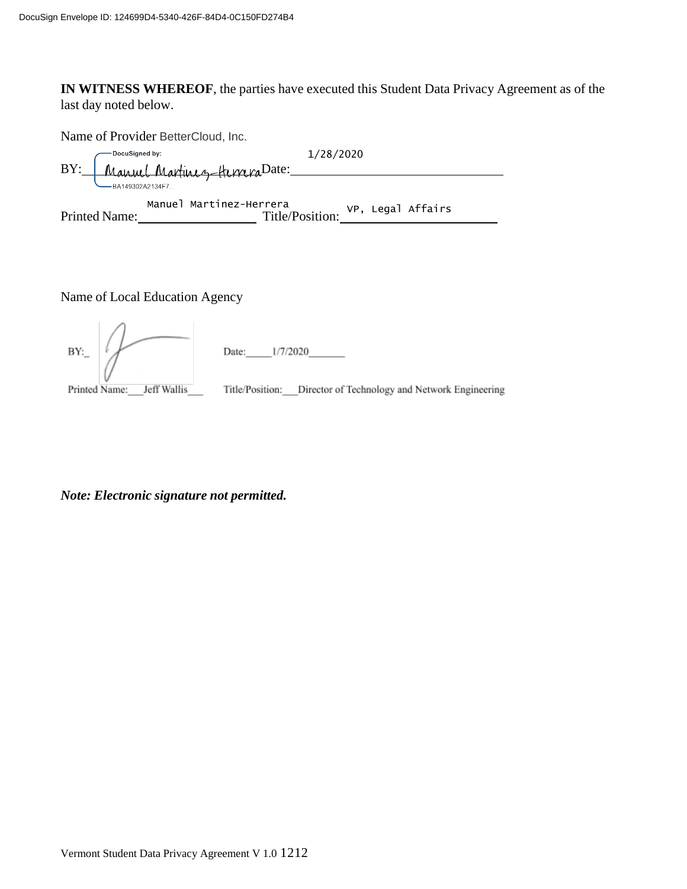**IN WITNESS WHEREOF**, the parties have executed this Student Data Privacy Agreement as of the last day noted below.

Name of Provider BetterCloud, Inc.

BY: Manuel Martinez-Herrera Date: 1/28/2020

Printed Name: Manuel Martinez-Herrera Title/Position: VP, Legal Affairs

Name of Local Education Agency

BY:_ Date:_____1/7/2020_______

Printed Name:___Jeff Wallis___ Title/Position:___Director of Technology and Network Engineering

***Note: Electronic signature not permitted.***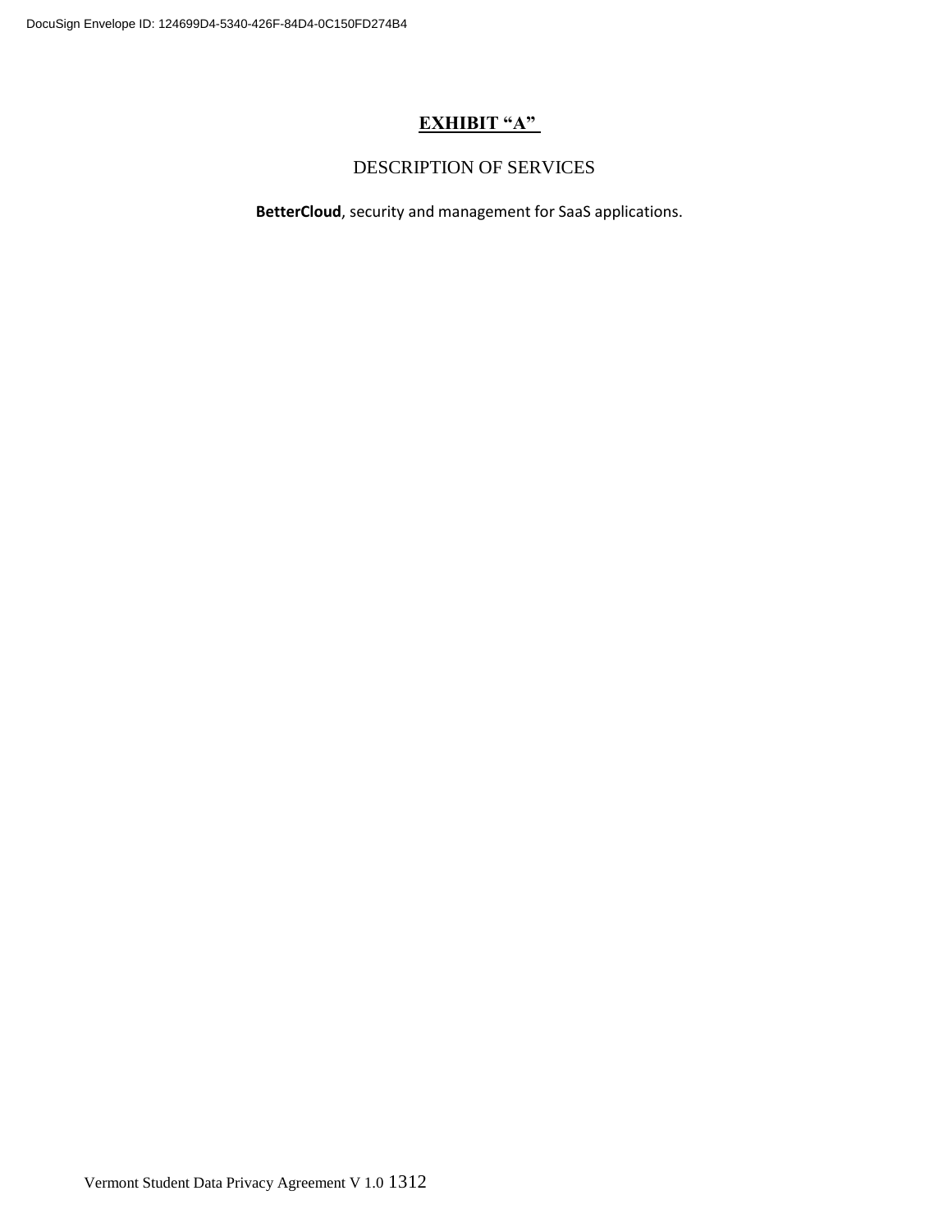# EXHIBIT "A"

## DESCRIPTION OF SERVICES

**BetterCloud**, security and management for SaaS applications.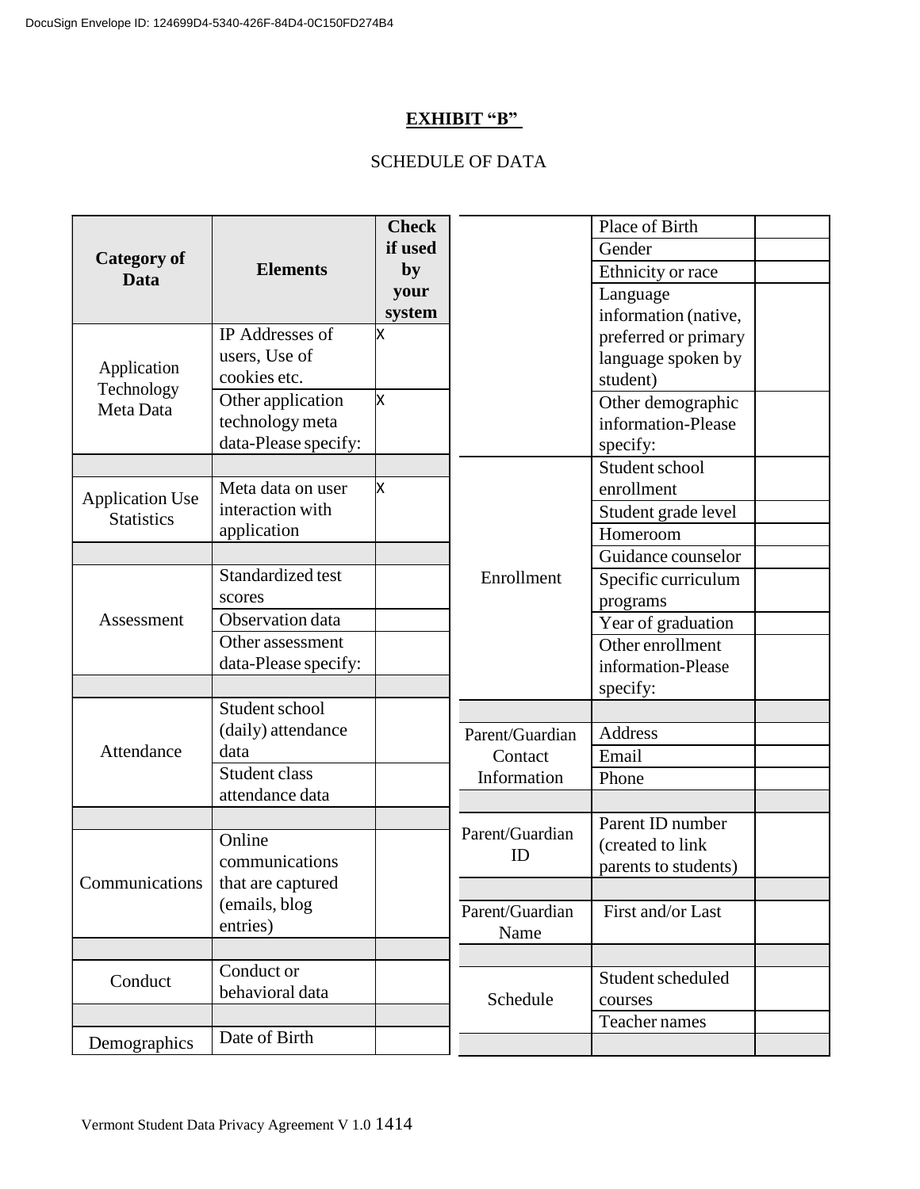**EXHIBIT "B"**

SCHEDULE OF DATA

| Category of Data | Elements | Check if used by your system |
|---|---|---|
| Application Technology Meta Data | IP Addresses of users, Use of cookies etc. | X |
| | Other application technology meta data-Please specify: | X |
| | | |
| Application Use Statistics | Meta data on user interaction with application | X |
| | | |
| Assessment | Standardized test scores | |
| | Observation data | |
| | Other assessment data-Please specify: | |
| | | |
| Attendance | Student school (daily) attendance data | |
| | Student class attendance data | |
| | | |
| Communications | Online communications that are captured (emails, blog entries) | |
| | | |
| Conduct | Conduct or behavioral data | |
| | | |
| Demographics | Date of Birth | |
| | Place of Birth | |
| | Gender | |
| | Ethnicity or race | |
| | Language information (native, preferred or primary language spoken by student) | |
| | Other demographic information-Please specify: | |
| Enrollment | Student school enrollment | |
| | Student grade level | |
| | Homeroom | |
| | Guidance counselor | |
| | Specific curriculum programs | |
| | Year of graduation | |
| | Other enrollment information-Please specify: | |
| | | |
| Parent/Guardian Contact Information | Address | |
| | Email | |
| | Phone | |
| | | |
| Parent/Guardian ID | Parent ID number (created to link parents to students) | |
| | | |
| Parent/Guardian Name | First and/or Last | |
| | | |
| Schedule | Student scheduled courses | |
| | Teacher names | |
| | | |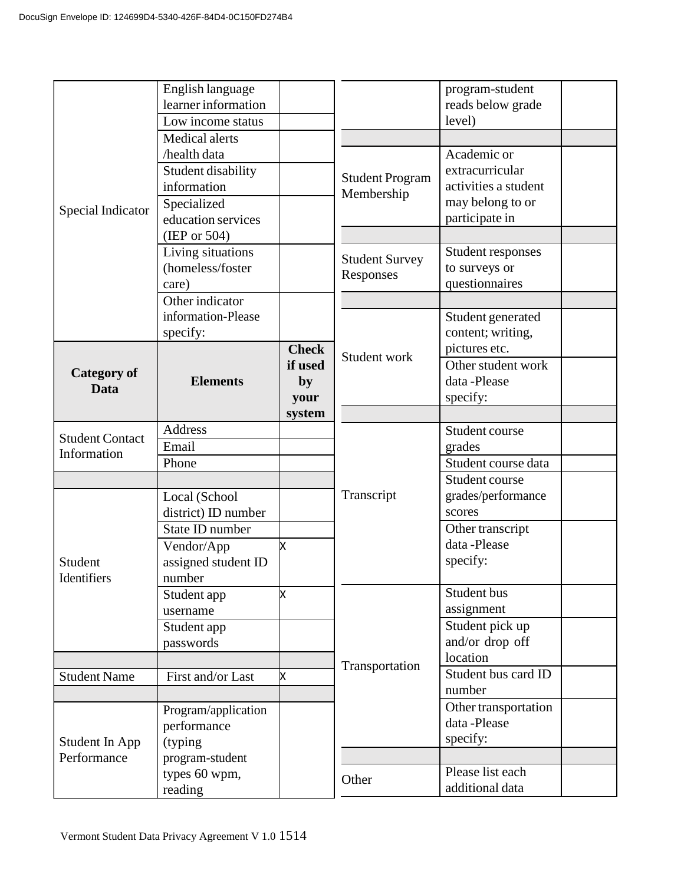| Category of Data | Elements | Check if used by your system |
|---|---|---|
| Special Indicator | English language learner information | |
| | Low income status | |
| | Medical alerts /health data | |
| | Student disability information | |
| | Specialized education services (IEP or 504) | |
| | Living situations (homeless/foster care) | |
| | Other indicator information-Please specify: | |

| Category of Data | Elements | Check if used by your system |
|---|---|---|
| Student Contact Information | Address | |
| | Email | |
| | Phone | |
| | | |
| Student Identifiers | Local (School district) ID number | |
| | State ID number | |
| | Vendor/App assigned student ID number | X |
| | Student app username | X |
| | Student app passwords | |
| | | |
| Student Name | First and/or Last | X |
| | | |
| Student In App Performance | Program/application performance (typing program-student types 60 wpm, reading program-student reads below grade level) | |
| | | |
| Student Program Membership | Academic or extracurricular activities a student may belong to or participate in | |
| | | |
| Student Survey Responses | Student responses to surveys or questionnaires | |
| | | |
| Student work | Student generated content; writing, pictures etc. | |
| | Other student work data -Please specify: | |
| | | |
| Transcript | Student course grades | |
| | Student course data | |
| | Student course grades/performance scores | |
| | Other transcript data -Please specify: | |
| Transportation | Student bus assignment | |
| | Student pick up and/or drop off location | |
| | Student bus card ID number | |
| | Other transportation data -Please specify: | |
| | | |
| Other | Please list each additional data | |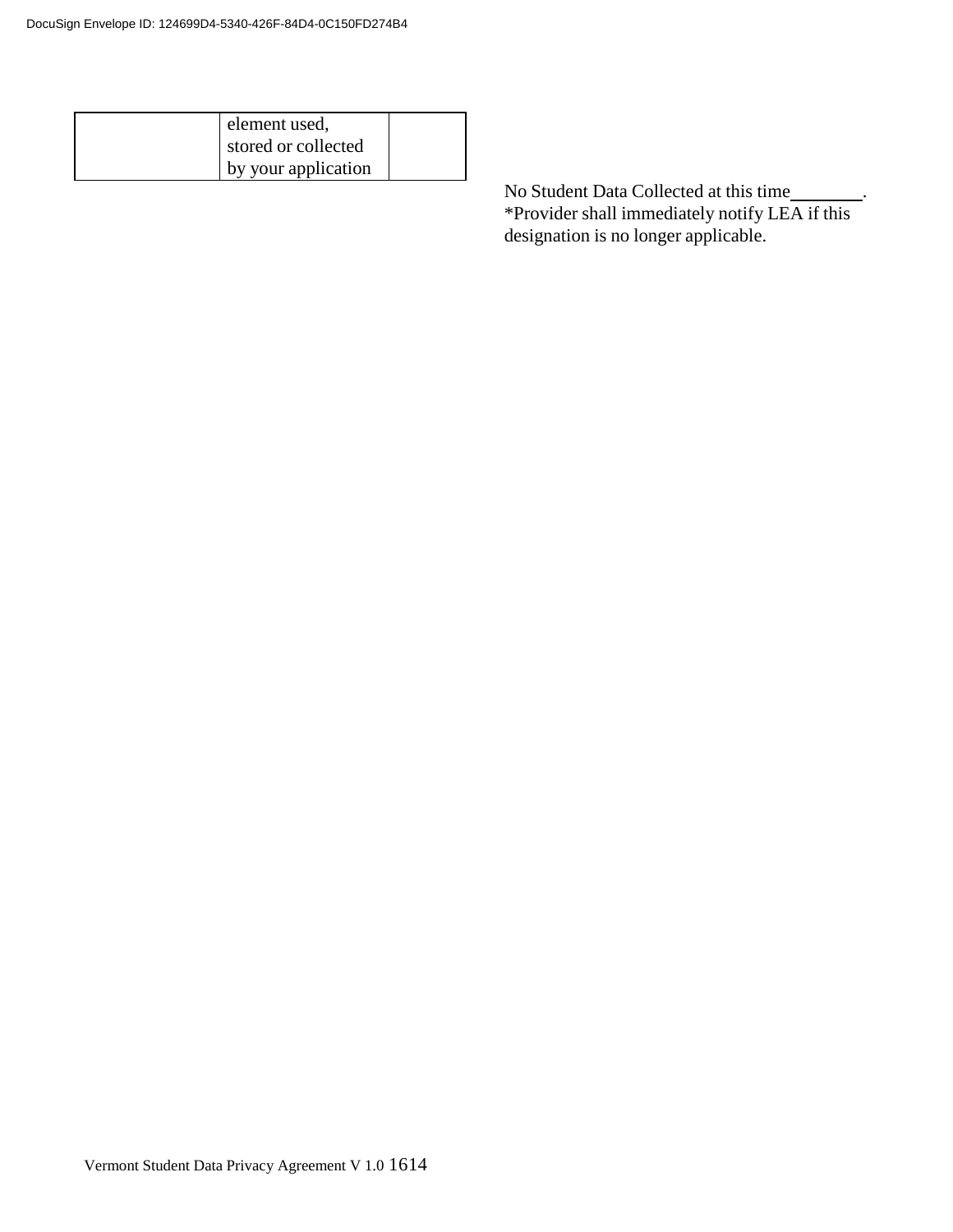| | element used, stored or collected by your application | |
|---|---|---|

No Student Data Collected at this time________.
*Provider shall immediately notify LEA if this designation is no longer applicable.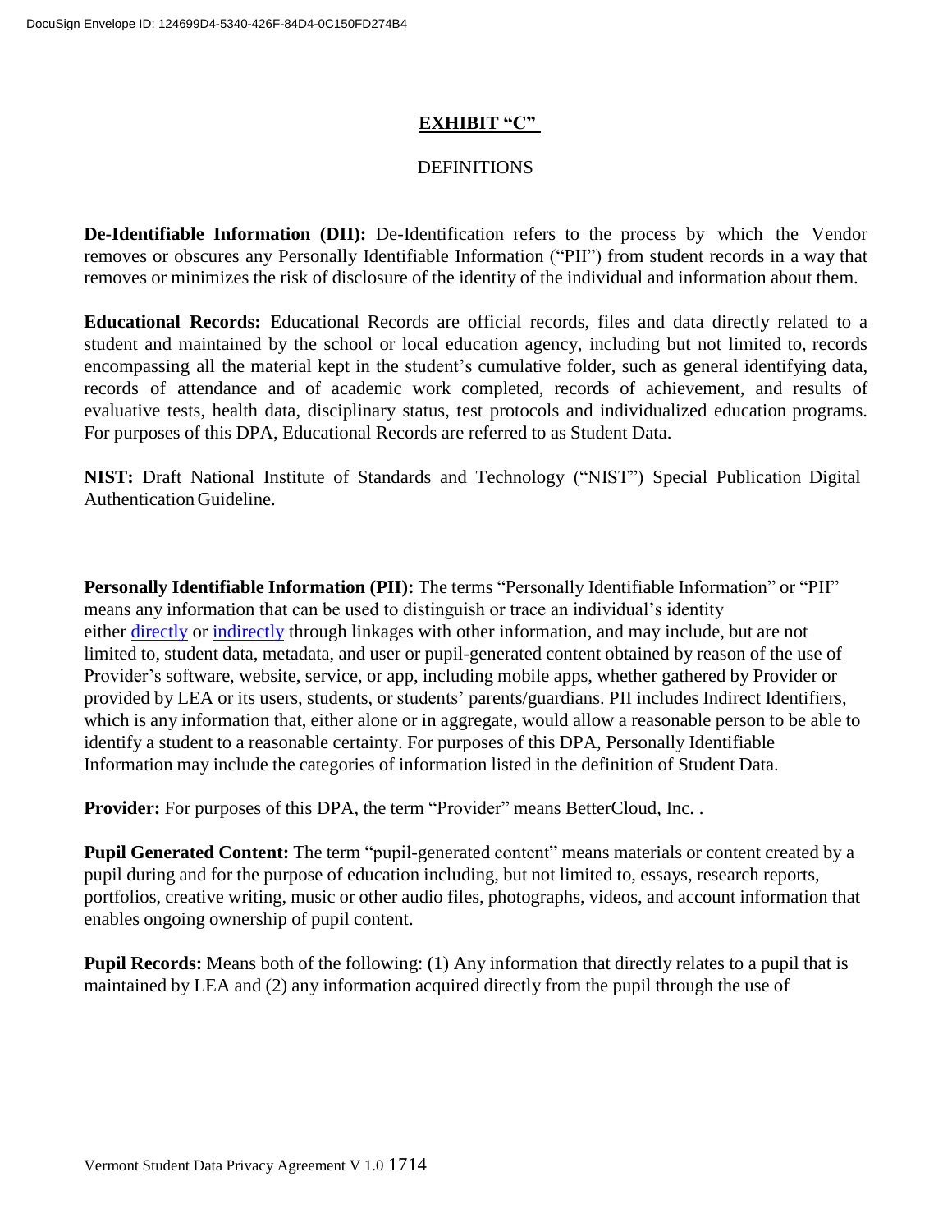# **EXHIBIT "C"**

DEFINITIONS

**De-Identifiable Information (DII):** De-Identification refers to the process by which the Vendor removes or obscures any Personally Identifiable Information ("PII") from student records in a way that removes or minimizes the risk of disclosure of the identity of the individual and information about them.

**Educational Records:** Educational Records are official records, files and data directly related to a student and maintained by the school or local education agency, including but not limited to, records encompassing all the material kept in the student's cumulative folder, such as general identifying data, records of attendance and of academic work completed, records of achievement, and results of evaluative tests, health data, disciplinary status, test protocols and individualized education programs. For purposes of this DPA, Educational Records are referred to as Student Data.

**NIST:** Draft National Institute of Standards and Technology ("NIST") Special Publication Digital Authentication Guideline.

**Personally Identifiable Information (PII):** The terms "Personally Identifiable Information" or "PII" means any information that can be used to distinguish or trace an individual's identity either directly or indirectly through linkages with other information, and may include, but are not limited to, student data, metadata, and user or pupil-generated content obtained by reason of the use of Provider's software, website, service, or app, including mobile apps, whether gathered by Provider or provided by LEA or its users, students, or students' parents/guardians. PII includes Indirect Identifiers, which is any information that, either alone or in aggregate, would allow a reasonable person to be able to identify a student to a reasonable certainty. For purposes of this DPA, Personally Identifiable Information may include the categories of information listed in the definition of Student Data.

**Provider:** For purposes of this DPA, the term "Provider" means BetterCloud, Inc. .

**Pupil Generated Content:** The term "pupil-generated content" means materials or content created by a pupil during and for the purpose of education including, but not limited to, essays, research reports, portfolios, creative writing, music or other audio files, photographs, videos, and account information that enables ongoing ownership of pupil content.

**Pupil Records:** Means both of the following: (1) Any information that directly relates to a pupil that is maintained by LEA and (2) any information acquired directly from the pupil through the use of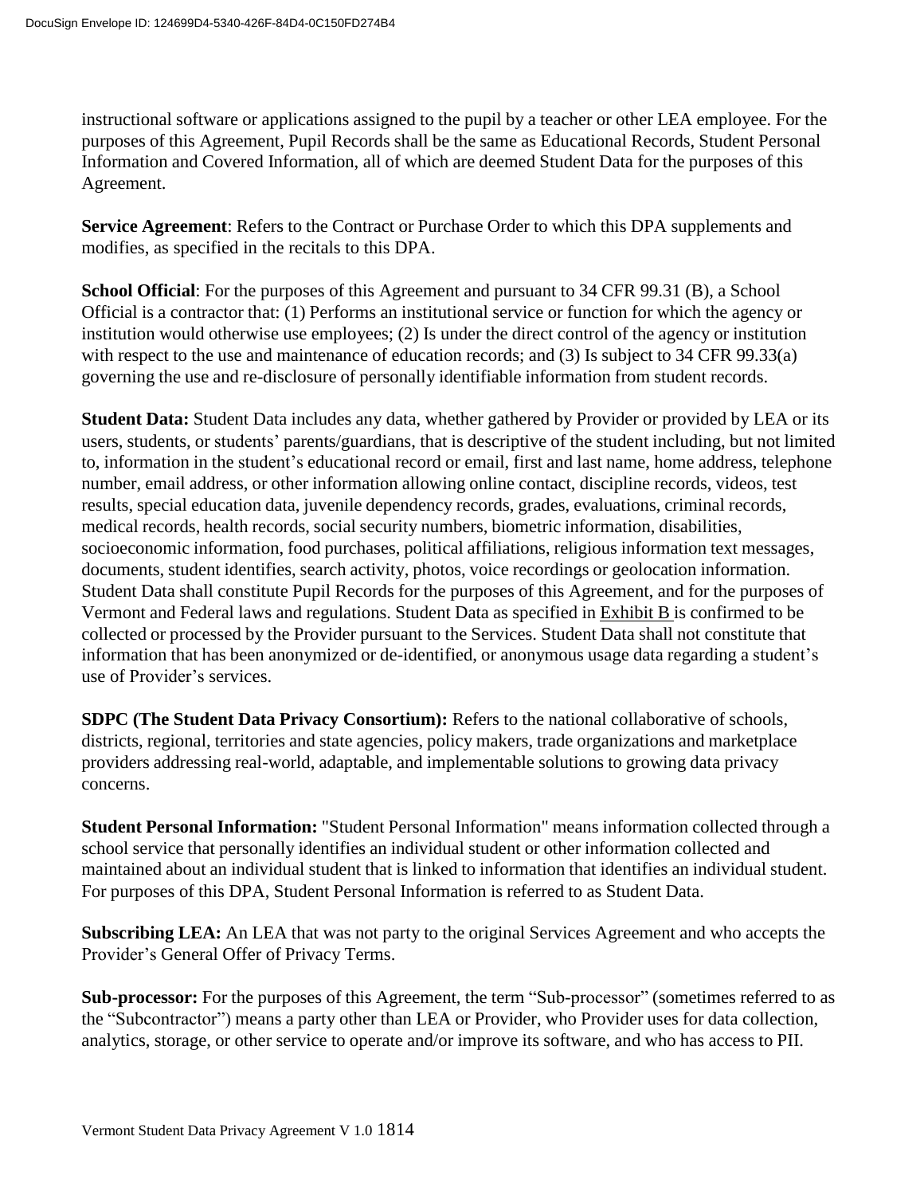instructional software or applications assigned to the pupil by a teacher or other LEA employee. For the purposes of this Agreement, Pupil Records shall be the same as Educational Records, Student Personal Information and Covered Information, all of which are deemed Student Data for the purposes of this Agreement.

**Service Agreement**: Refers to the Contract or Purchase Order to which this DPA supplements and modifies, as specified in the recitals to this DPA.

**School Official**: For the purposes of this Agreement and pursuant to 34 CFR 99.31 (B), a School Official is a contractor that: (1) Performs an institutional service or function for which the agency or institution would otherwise use employees; (2) Is under the direct control of the agency or institution with respect to the use and maintenance of education records; and (3) Is subject to 34 CFR 99.33(a) governing the use and re-disclosure of personally identifiable information from student records.

**Student Data:** Student Data includes any data, whether gathered by Provider or provided by LEA or its users, students, or students' parents/guardians, that is descriptive of the student including, but not limited to, information in the student's educational record or email, first and last name, home address, telephone number, email address, or other information allowing online contact, discipline records, videos, test results, special education data, juvenile dependency records, grades, evaluations, criminal records, medical records, health records, social security numbers, biometric information, disabilities, socioeconomic information, food purchases, political affiliations, religious information text messages, documents, student identifies, search activity, photos, voice recordings or geolocation information. Student Data shall constitute Pupil Records for the purposes of this Agreement, and for the purposes of Vermont and Federal laws and regulations. Student Data as specified in Exhibit B is confirmed to be collected or processed by the Provider pursuant to the Services. Student Data shall not constitute that information that has been anonymized or de-identified, or anonymous usage data regarding a student's use of Provider's services.

**SDPC (The Student Data Privacy Consortium):** Refers to the national collaborative of schools, districts, regional, territories and state agencies, policy makers, trade organizations and marketplace providers addressing real-world, adaptable, and implementable solutions to growing data privacy concerns.

**Student Personal Information:** "Student Personal Information" means information collected through a school service that personally identifies an individual student or other information collected and maintained about an individual student that is linked to information that identifies an individual student. For purposes of this DPA, Student Personal Information is referred to as Student Data.

**Subscribing LEA:** An LEA that was not party to the original Services Agreement and who accepts the Provider's General Offer of Privacy Terms.

**Sub-processor:** For the purposes of this Agreement, the term "Sub-processor" (sometimes referred to as the "Subcontractor") means a party other than LEA or Provider, who Provider uses for data collection, analytics, storage, or other service to operate and/or improve its software, and who has access to PII.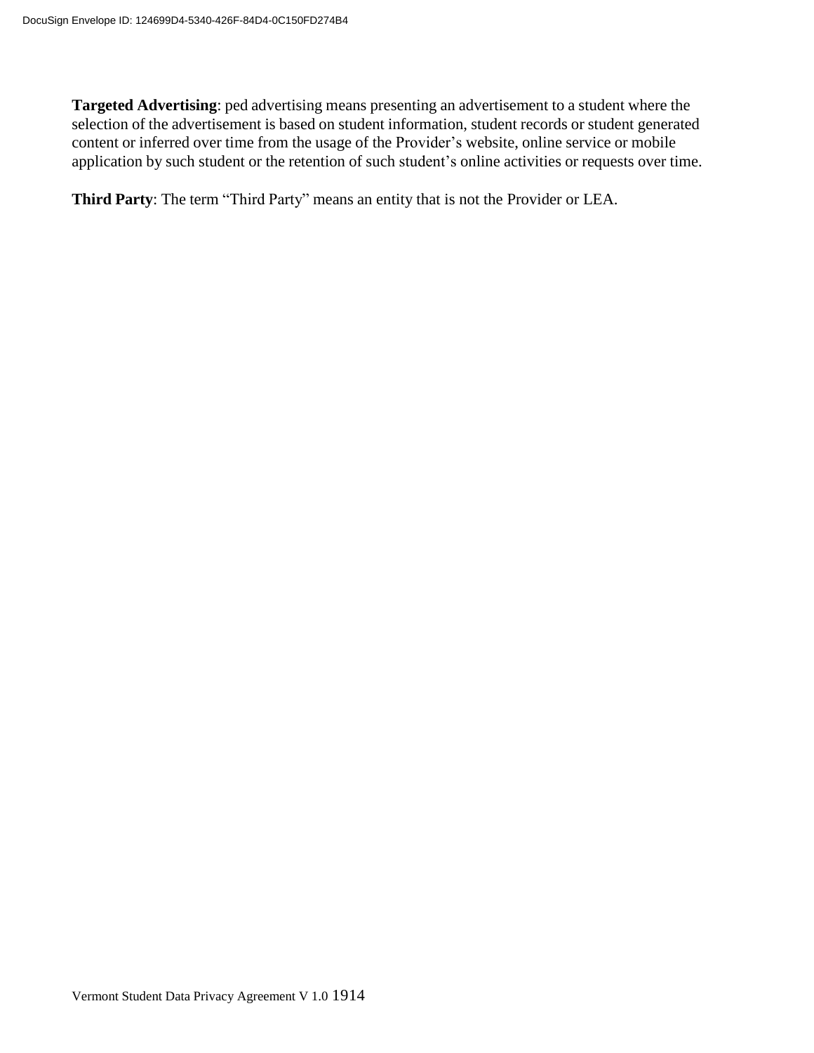**Targeted Advertising**: ped advertising means presenting an advertisement to a student where the selection of the advertisement is based on student information, student records or student generated content or inferred over time from the usage of the Provider's website, online service or mobile application by such student or the retention of such student's online activities or requests over time.

**Third Party**: The term "Third Party" means an entity that is not the Provider or LEA.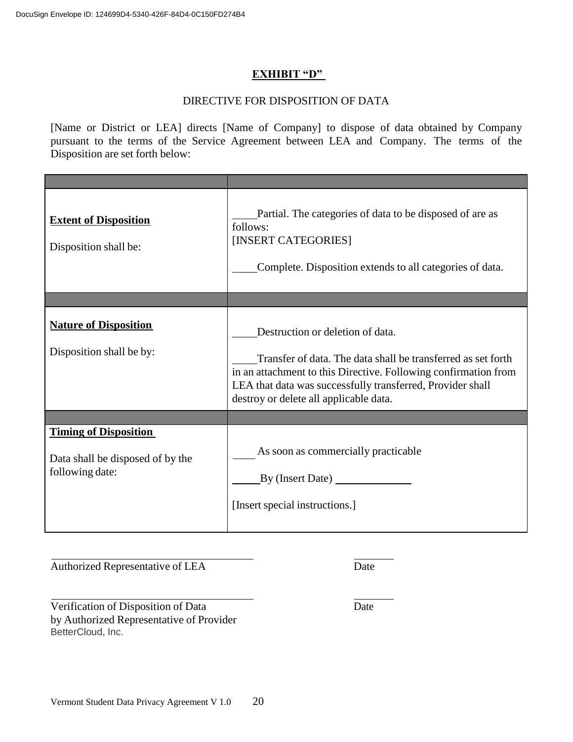**EXHIBIT "D"**

DIRECTIVE FOR DISPOSITION OF DATA

[Name or District or LEA] directs [Name of Company] to dispose of data obtained by Company pursuant to the terms of the Service Agreement between LEA and Company. The terms of the Disposition are set forth below:

| | |
|---|---|
| **Extent of Disposition**<br><br>Disposition shall be: | ____Partial. The categories of data to be disposed of are as follows:<br>[INSERT CATEGORIES]<br><br>____Complete. Disposition extends to all categories of data. |
| | |
| **Nature of Disposition**<br><br>Disposition shall be by: | ____Destruction or deletion of data.<br><br>____Transfer of data. The data shall be transferred as set forth in an attachment to this Directive. Following confirmation from LEA that data was successfully transferred, Provider shall destroy or delete all applicable data. |
| | |
| **Timing of Disposition**<br><br>Data shall be disposed of by the following date: | ____ As soon as commercially practicable<br><br>____By (Insert Date) ____________<br><br>[Insert special instructions.] |

______________________________ ________
Authorized Representative of LEA Date

______________________________ ________
Verification of Disposition of Data Date
by Authorized Representative of Provider
BetterCloud, Inc.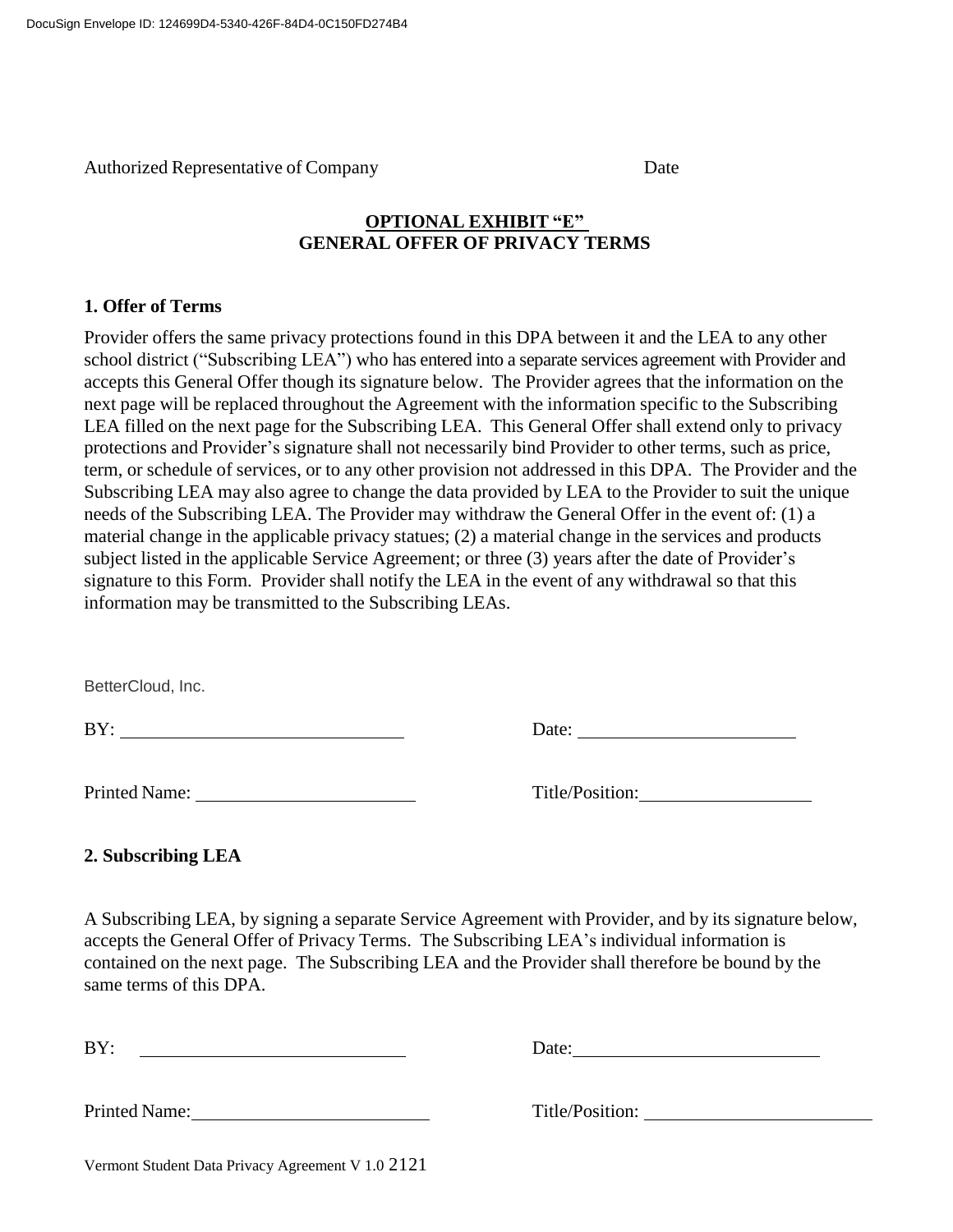Authorized Representative of Company Date

**OPTIONAL EXHIBIT "E"**
**GENERAL OFFER OF PRIVACY TERMS**

**1. Offer of Terms**

Provider offers the same privacy protections found in this DPA between it and the LEA to any other school district ("Subscribing LEA") who has entered into a separate services agreement with Provider and accepts this General Offer though its signature below. The Provider agrees that the information on the next page will be replaced throughout the Agreement with the information specific to the Subscribing LEA filled on the next page for the Subscribing LEA. This General Offer shall extend only to privacy protections and Provider's signature shall not necessarily bind Provider to other terms, such as price, term, or schedule of services, or to any other provision not addressed in this DPA. The Provider and the Subscribing LEA may also agree to change the data provided by LEA to the Provider to suit the unique needs of the Subscribing LEA. The Provider may withdraw the General Offer in the event of: (1) a material change in the applicable privacy statues; (2) a material change in the services and products subject listed in the applicable Service Agreement; or three (3) years after the date of Provider's signature to this Form. Provider shall notify the LEA in the event of any withdrawal so that this information may be transmitted to the Subscribing LEAs.

BetterCloud, Inc.

BY: ______________________________ Date: ______________________

Printed Name: ______________________ Title/Position: __________________

**2. Subscribing LEA**

A Subscribing LEA, by signing a separate Service Agreement with Provider, and by its signature below, accepts the General Offer of Privacy Terms. The Subscribing LEA's individual information is contained on the next page. The Subscribing LEA and the Provider shall therefore be bound by the same terms of this DPA.

BY: ______________________________ Date: ______________________

Printed Name: ______________________ Title/Position: __________________

Vermont Student Data Privacy Agreement V 1.0 2121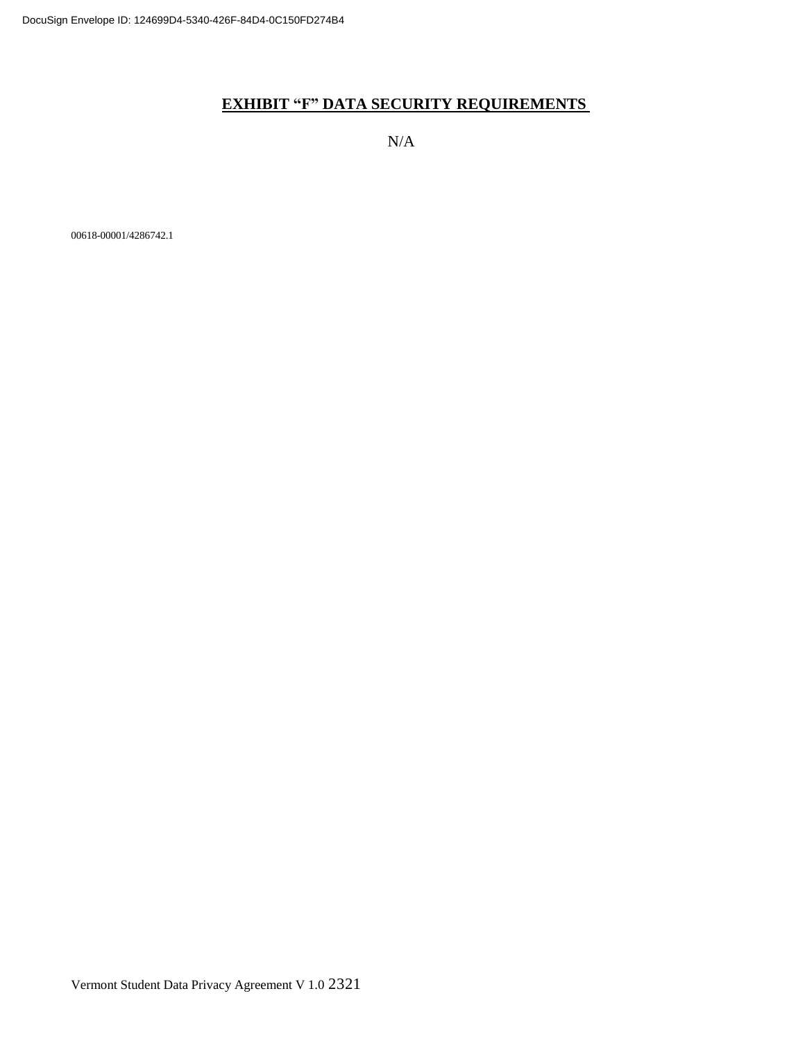# EXHIBIT "F" DATA SECURITY REQUIREMENTS

N/A

00618-00001/4286742.1